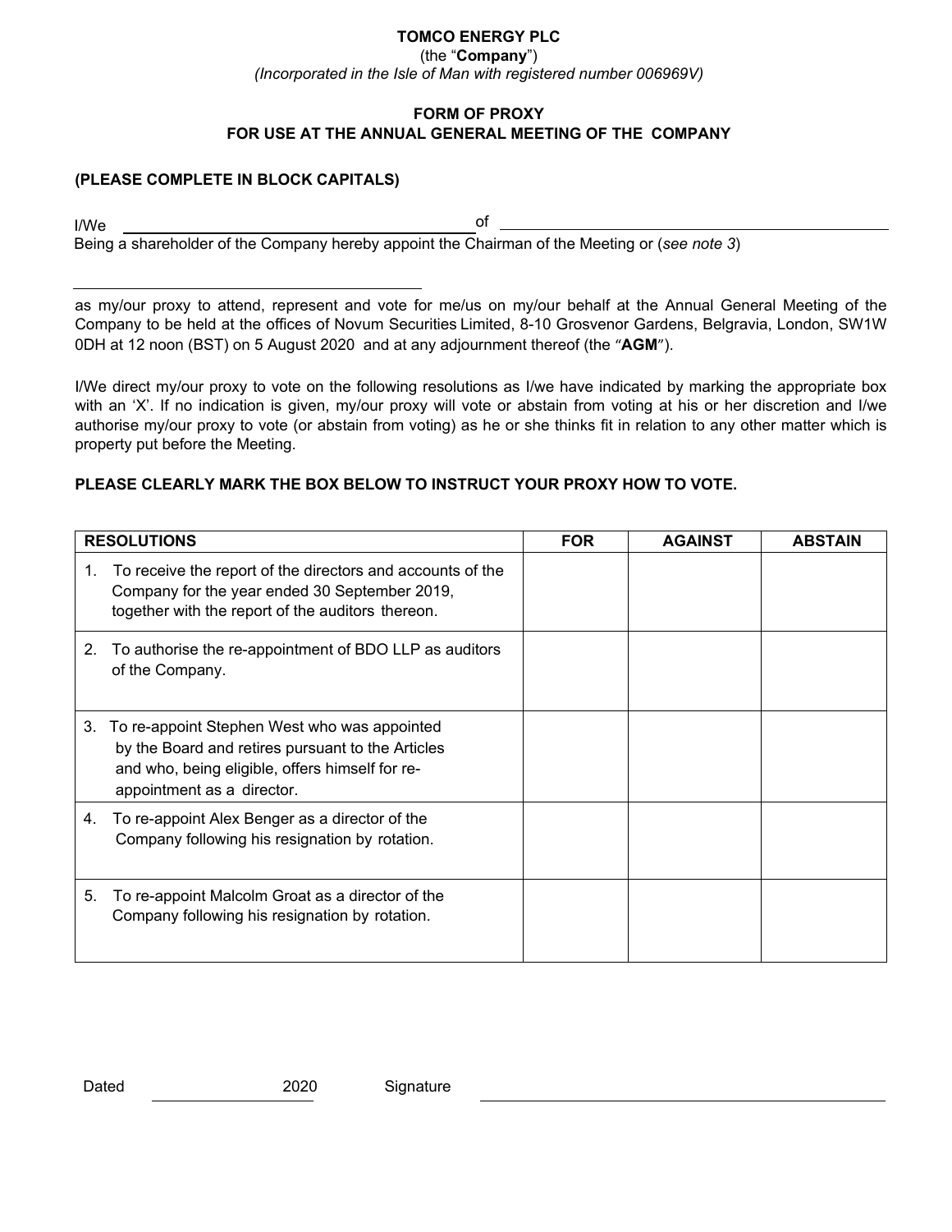**TOMCO ENERGY PLC**

(the "**Company**")

*(Incorporated in the Isle of Man with registered number 006969V)*

**FORM OF PROXY**
**FOR USE AT THE ANNUAL GENERAL MEETING OF THE COMPANY**

**(PLEASE COMPLETE IN BLOCK CAPITALS)**

I/We ______________________________ of ______________________________

Being a shareholder of the Company hereby appoint the Chairman of the Meeting or (*see note 3*)

______________________________

as my/our proxy to attend, represent and vote for me/us on my/our behalf at the Annual General Meeting of the Company to be held at the offices of Novum Securities Limited, 8-10 Grosvenor Gardens, Belgravia, London, SW1W 0DH at 12 noon (BST) on 5 August 2020 and at any adjournment thereof (the "**AGM**").

I/We direct my/our proxy to vote on the following resolutions as I/we have indicated by marking the appropriate box with an 'X'. If no indication is given, my/our proxy will vote or abstain from voting at his or her discretion and I/we authorise my/our proxy to vote (or abstain from voting) as he or she thinks fit in relation to any other matter which is property put before the Meeting.

**PLEASE CLEARLY MARK THE BOX BELOW TO INSTRUCT YOUR PROXY HOW TO VOTE.**

| RESOLUTIONS | FOR | AGAINST | ABSTAIN |
|---|---|---|---|
| 1. To receive the report of the directors and accounts of the Company for the year ended 30 September 2019, together with the report of the auditors thereon. | | | |
| 2. To authorise the re-appointment of BDO LLP as auditors of the Company. | | | |
| 3. To re-appoint Stephen West who was appointed by the Board and retires pursuant to the Articles and who, being eligible, offers himself for re-appointment as a director. | | | |
| 4. To re-appoint Alex Benger as a director of the Company following his resignation by rotation. | | | |
| 5. To re-appoint Malcolm Groat as a director of the Company following his resignation by rotation. | | | |

Dated ______________ 2020 Signature ______________________________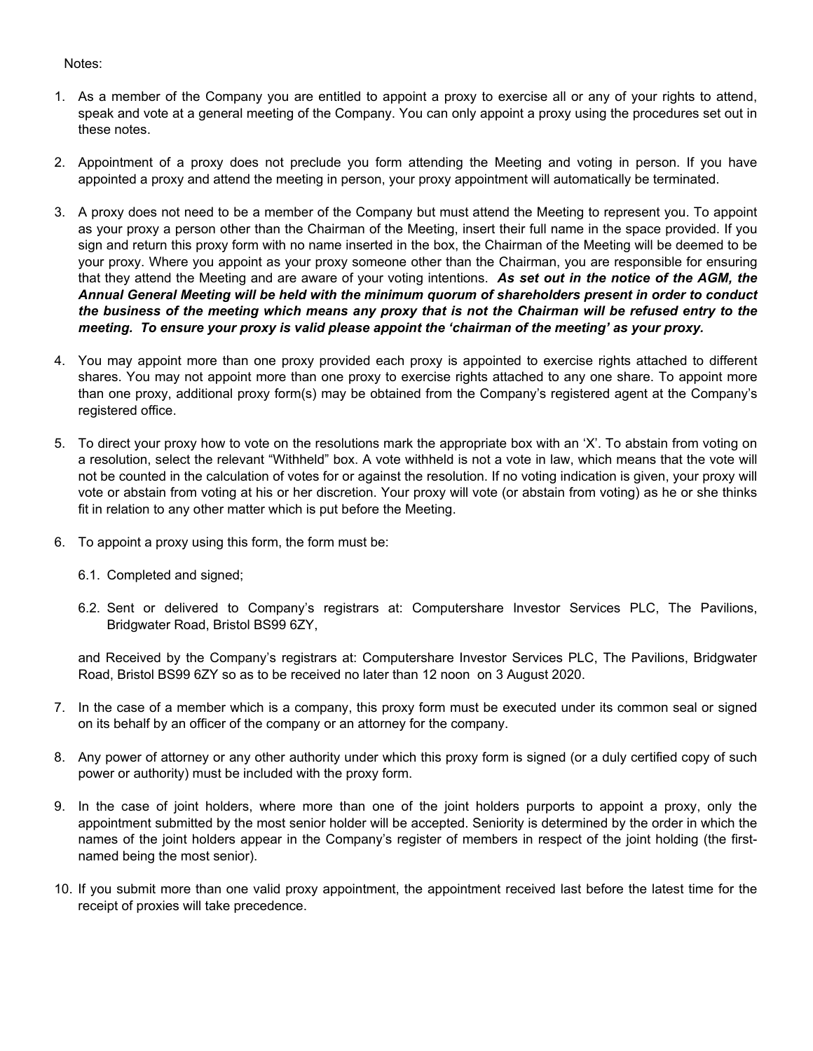Notes:

1. As a member of the Company you are entitled to appoint a proxy to exercise all or any of your rights to attend, speak and vote at a general meeting of the Company. You can only appoint a proxy using the procedures set out in these notes.

2. Appointment of a proxy does not preclude you form attending the Meeting and voting in person. If you have appointed a proxy and attend the meeting in person, your proxy appointment will automatically be terminated.

3. A proxy does not need to be a member of the Company but must attend the Meeting to represent you. To appoint as your proxy a person other than the Chairman of the Meeting, insert their full name in the space provided. If you sign and return this proxy form with no name inserted in the box, the Chairman of the Meeting will be deemed to be your proxy. Where you appoint as your proxy someone other than the Chairman, you are responsible for ensuring that they attend the Meeting and are aware of your voting intentions. ***As set out in the notice of the AGM, the Annual General Meeting will be held with the minimum quorum of shareholders present in order to conduct the business of the meeting which means any proxy that is not the Chairman will be refused entry to the meeting. To ensure your proxy is valid please appoint the 'chairman of the meeting' as your proxy.***

4. You may appoint more than one proxy provided each proxy is appointed to exercise rights attached to different shares. You may not appoint more than one proxy to exercise rights attached to any one share. To appoint more than one proxy, additional proxy form(s) may be obtained from the Company's registered agent at the Company's registered office.

5. To direct your proxy how to vote on the resolutions mark the appropriate box with an 'X'. To abstain from voting on a resolution, select the relevant "Withheld" box. A vote withheld is not a vote in law, which means that the vote will not be counted in the calculation of votes for or against the resolution. If no voting indication is given, your proxy will vote or abstain from voting at his or her discretion. Your proxy will vote (or abstain from voting) as he or she thinks fit in relation to any other matter which is put before the Meeting.

6. To appoint a proxy using this form, the form must be:

   6.1. Completed and signed;

   6.2. Sent or delivered to Company's registrars at: Computershare Investor Services PLC, The Pavilions, Bridgwater Road, Bristol BS99 6ZY,

   and Received by the Company's registrars at: Computershare Investor Services PLC, The Pavilions, Bridgwater Road, Bristol BS99 6ZY so as to be received no later than 12 noon on 3 August 2020.

7. In the case of a member which is a company, this proxy form must be executed under its common seal or signed on its behalf by an officer of the company or an attorney for the company.

8. Any power of attorney or any other authority under which this proxy form is signed (or a duly certified copy of such power or authority) must be included with the proxy form.

9. In the case of joint holders, where more than one of the joint holders purports to appoint a proxy, only the appointment submitted by the most senior holder will be accepted. Seniority is determined by the order in which the names of the joint holders appear in the Company's register of members in respect of the joint holding (the first-named being the most senior).

10. If you submit more than one valid proxy appointment, the appointment received last before the latest time for the receipt of proxies will take precedence.